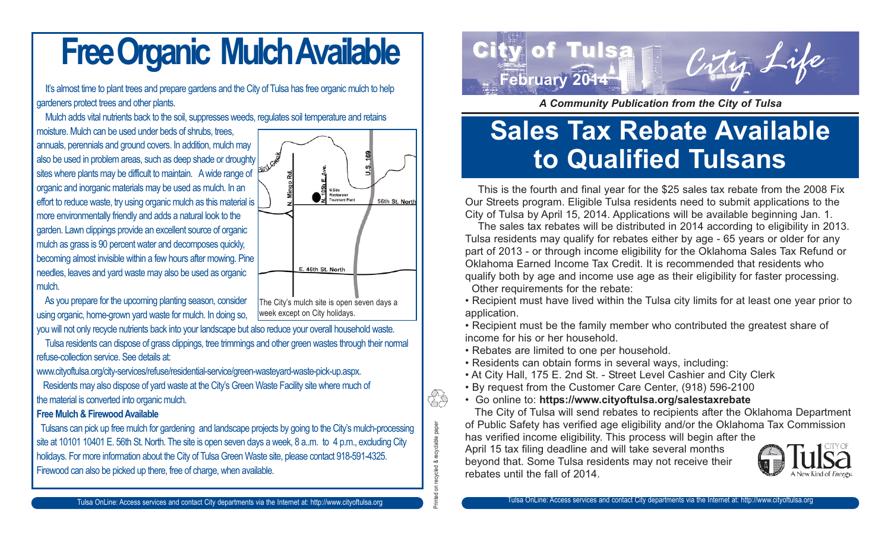# Free Organic Mulch Available

It's almost time to plant trees and prepare gardens and the City of Tulsa has free organic mulch to help gardeners protect trees and other plants.

Mulch adds vital nutrients back to the soil, suppresses weeds, regulates soil temperature and retains moisture. Mulch can be used under beds of shrubs, trees, annuals, perennials and ground covers. In addition, mulch may also be used in problem areas, such as deep shade or droughty sites where plants may be difficult to maintain. A wide range of organic and inorganic materials may be used as mulch. In an effort to reduce waste, try using organic mulch as this material is more environmentally friendly and adds a natural look to the garden. Lawn clippings provide an excellent source of organic mulch as grass is 90 percent water and decomposes quickly, becoming almost invisible within a few hours after mowing. Pine needles, leaves and yard waste may also be used as organic mulch.

As you prepare for the upcoming planting season, consider using organic, home-grown yard waste for mulch. In doing so, you will not only recycle nutrients back into your landscape but also reduce your overall household waste.

Bird Creek | N. Mingo Rd. | N. 105th E. Ave. | U.S. 169 | N Side Wastewater Treatment Plant | 56th St. North | E. 46th St. North

The City's mulch site is open seven days a week except on City holidays.

Tulsa residents can dispose of grass clippings, tree trimmings and other green wastes through their normal refuse-collection service. See details at:

www.cityoftulsa.org/city-services/refuse/residential-service/green-wasteyard-waste-pick-up.aspx.

Residents may also dispose of yard waste at the City's Green Waste Facility site where much of the material is converted into organic mulch.

**Free Mulch & Firewood Available**

Tulsans can pick up free mulch for gardening and landscape projects by going to the City's mulch-processing site at 10101 10401 E. 56th St. North. The site is open seven days a week, 8 a..m. to 4 p.m., excluding City holidays. For more information about the City of Tulsa Green Waste site, please contact 918-591-4325. Firewood can also be picked up there, free of charge, when available.

Printed on recycled & recyclable paper

City of Tulsa
February 2014
City Life

*A Community Publication from the City of Tulsa*

# Sales Tax Rebate Available to Qualified Tulsans

This is the fourth and final year for the $25 sales tax rebate from the 2008 Fix Our Streets program. Eligible Tulsa residents need to submit applications to the City of Tulsa by April 15, 2014. Applications will be available beginning Jan. 1.

The sales tax rebates will be distributed in 2014 according to eligibility in 2013. Tulsa residents may qualify for rebates either by age - 65 years or older for any part of 2013 - or through income eligibility for the Oklahoma Sales Tax Refund or Oklahoma Earned Income Tax Credit. It is recommended that residents who qualify both by age and income use age as their eligibility for faster processing.

Other requirements for the rebate:

- Recipient must have lived within the Tulsa city limits for at least one year prior to application.
- Recipient must be the family member who contributed the greatest share of income for his or her household.
- Rebates are limited to one per household.
- Residents can obtain forms in several ways, including:
- At City Hall, 175 E. 2nd St. - Street Level Cashier and City Clerk
- By request from the Customer Care Center, (918) 596-2100
- Go online to: **https://www.cityoftulsa.org/salestaxrebate**

The City of Tulsa will send rebates to recipients after the Oklahoma Department of Public Safety has verified age eligibility and/or the Oklahoma Tax Commission has verified income eligibility. This process will begin after the April 15 tax filing deadline and will take several months beyond that. Some Tulsa residents may not receive their rebates until the fall of 2014.

City of Tulsa — A New Kind of *Energy.*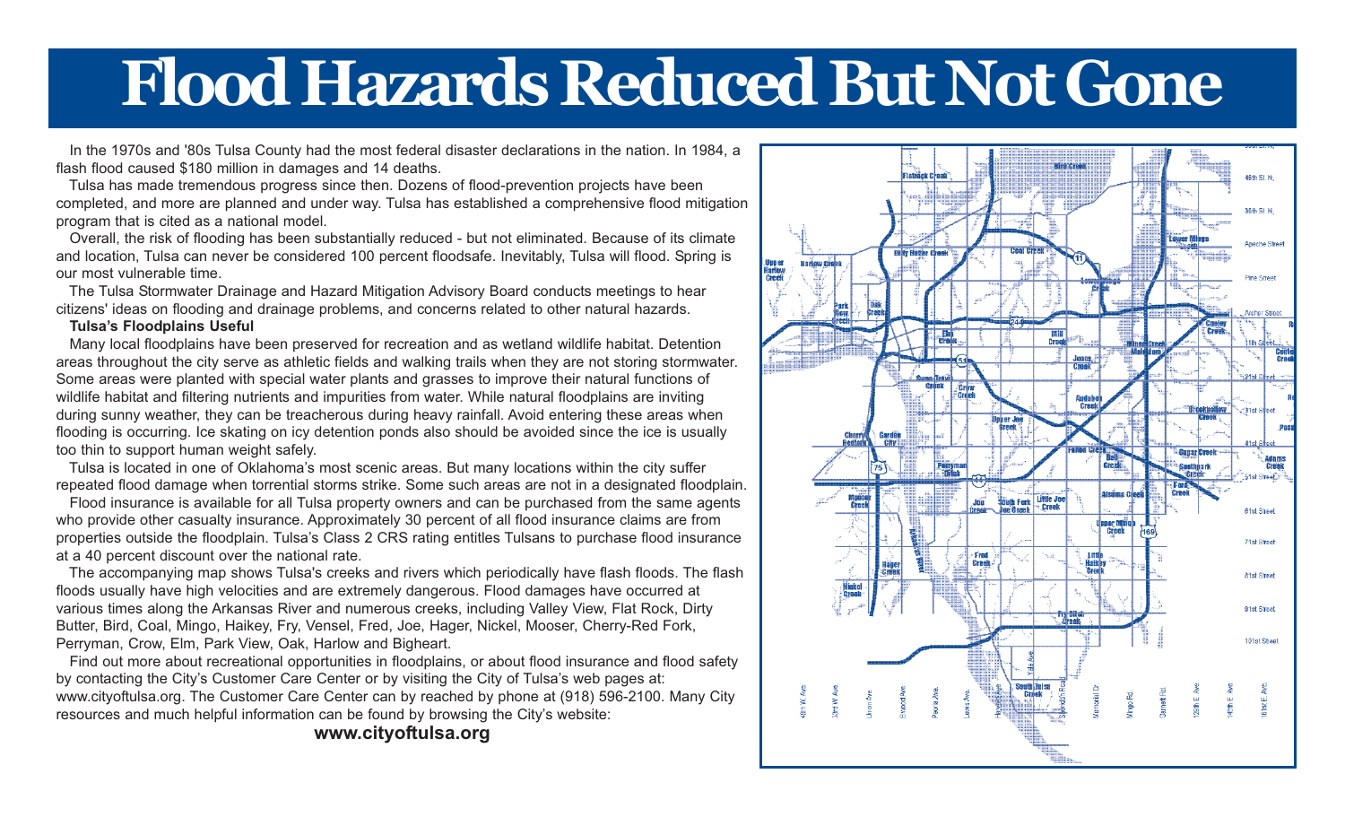# Flood Hazards Reduced But Not Gone

In the 1970s and '80s Tulsa County had the most federal disaster declarations in the nation. In 1984, a flash flood caused $180 million in damages and 14 deaths.

Tulsa has made tremendous progress since then. Dozens of flood-prevention projects have been completed, and more are planned and under way. Tulsa has established a comprehensive flood mitigation program that is cited as a national model.

Overall, the risk of flooding has been substantially reduced - but not eliminated. Because of its climate and location, Tulsa can never be considered 100 percent floodsafe. Inevitably, Tulsa will flood. Spring is our most vulnerable time.

The Tulsa Stormwater Drainage and Hazard Mitigation Advisory Board conducts meetings to hear citizens' ideas on flooding and drainage problems, and concerns related to other natural hazards.

**Tulsa's Floodplains Useful**

Many local floodplains have been preserved for recreation and as wetland wildlife habitat. Detention areas throughout the city serve as athletic fields and walking trails when they are not storing stormwater. Some areas were planted with special water plants and grasses to improve their natural functions of wildlife habitat and filtering nutrients and impurities from water. While natural floodplains are inviting during sunny weather, they can be treacherous during heavy rainfall. Avoid entering these areas when flooding is occurring. Ice skating on icy detention ponds also should be avoided since the ice is usually too thin to support human weight safely.

Tulsa is located in one of Oklahoma's most scenic areas. But many locations within the city suffer repeated flood damage when torrential storms strike. Some such areas are not in a designated floodplain.

Flood insurance is available for all Tulsa property owners and can be purchased from the same agents who provide other casualty insurance. Approximately 30 percent of all flood insurance claims are from properties outside the floodplain. Tulsa's Class 2 CRS rating entitles Tulsans to purchase flood insurance at a 40 percent discount over the national rate.

The accompanying map shows Tulsa's creeks and rivers which periodically have flash floods. The flash floods usually have high velocities and are extremely dangerous. Flood damages have occurred at various times along the Arkansas River and numerous creeks, including Valley View, Flat Rock, Dirty Butter, Bird, Coal, Mingo, Haikey, Fry, Vensel, Fred, Joe, Hager, Nickel, Mooser, Cherry-Red Fork, Perryman, Crow, Elm, Park View, Oak, Harlow and Bigheart.

Find out more about recreational opportunities in floodplains, or about flood insurance and flood safety by contacting the City's Customer Care Center or by visiting the City of Tulsa's web pages at: www.cityoftulsa.org. The Customer Care Center can by reached by phone at (918) 596-2100. Many City resources and much helpful information can be found by browsing the City's website:

**www.cityoftulsa.org**